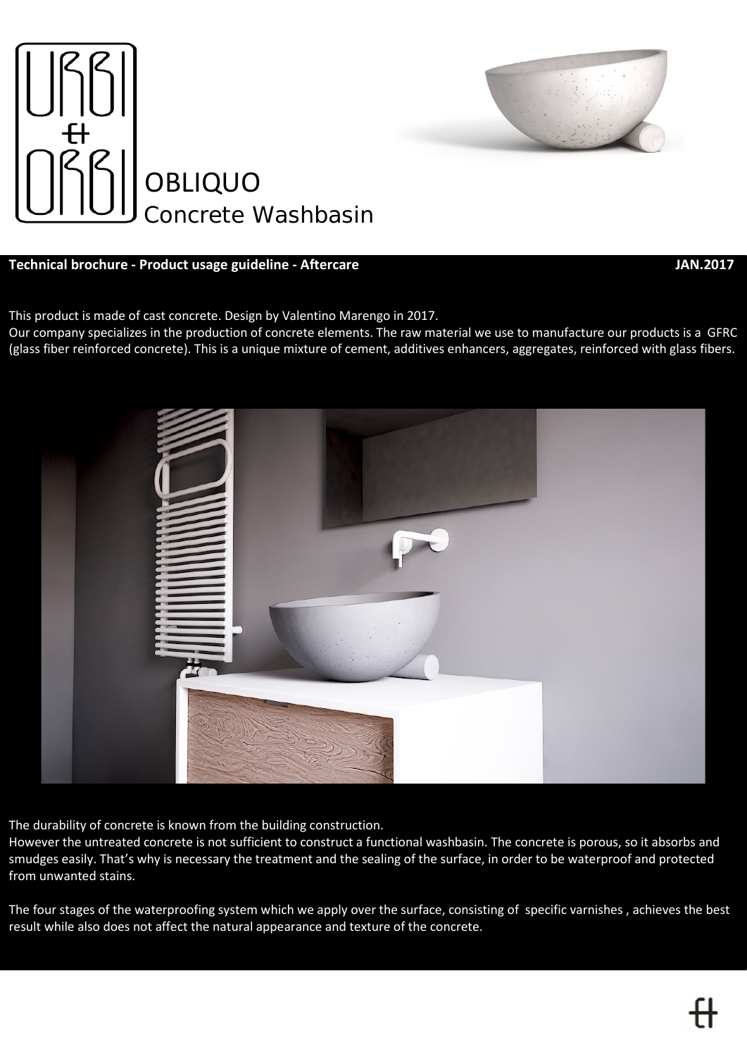# OBLIQUO
## Concrete Washbasin

**Technical brochure - Product usage guideline - Aftercare** **JAN.2017**

This product is made of cast concrete. Design by Valentino Marengo in 2017.
Our company specializes in the production of concrete elements. The raw material we use to manufacture our products is a GFRC (glass fiber reinforced concrete). This is a unique mixture of cement, additives enhancers, aggregates, reinforced with glass fibers.

The durability of concrete is known from the building construction.
However the untreated concrete is not sufficient to construct a functional washbasin. The concrete is porous, so it absorbs and smudges easily. That's why is necessary the treatment and the sealing of the surface, in order to be waterproof and protected from unwanted stains.

The four stages of the waterproofing system which we apply over the surface, consisting of specific varnishes , achieves the best result while also does not affect the natural appearance and texture of the concrete.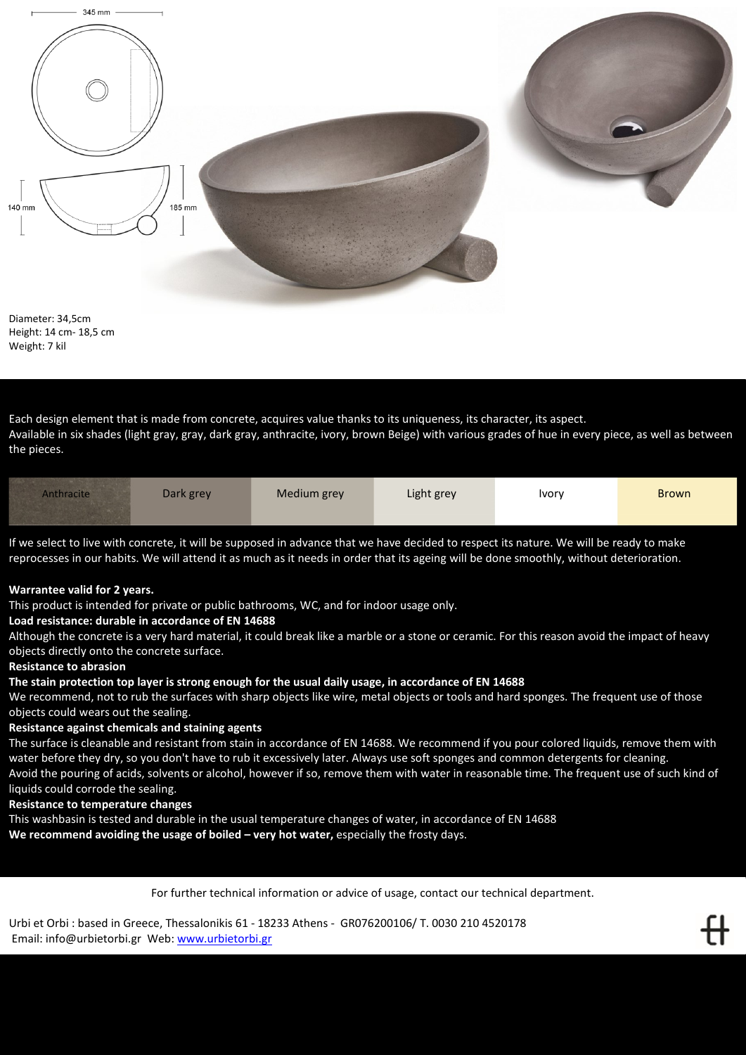345 mm

140 mm

185 mm

Diameter: 34,5cm
Height: 14 cm- 18,5 cm
Weight: 7 kil

Each design element that is made from concrete, acquires value thanks to its uniqueness, its character, its aspect.
Available in six shades (light gray, gray, dark gray, anthracite, ivory, brown Beige) with various grades of hue in every piece, as well as between the pieces.

| Anthracite | Dark grey | Medium grey | Light grey | Ivory | Brown |
|---|---|---|---|---|---|

If we select to live with concrete, it will be supposed in advance that we have decided to respect its nature. We will be ready to make reprocesses in our habits. We will attend it as much as it needs in order that its ageing will be done smoothly, without deterioration.

**Warrantee valid for 2 years.**
This product is intended for private or public bathrooms, WC, and for indoor usage only.
**Load resistance: durable in accordance of EN 14688**
Although the concrete is a very hard material, it could break like a marble or a stone or ceramic. For this reason avoid the impact of heavy objects directly onto the concrete surface.
**Resistance to abrasion**
**The stain protection top layer is strong enough for the usual daily usage, in accordance of EN 14688**
We recommend, not to rub the surfaces with sharp objects like wire, metal objects or tools and hard sponges. The frequent use of those objects could wears out the sealing.
**Resistance against chemicals and staining agents**
The surface is cleanable and resistant from stain in accordance of EN 14688. We recommend if you pour colored liquids, remove them with water before they dry, so you don't have to rub it excessively later. Always use soft sponges and common detergents for cleaning.
Avoid the pouring of acids, solvents or alcohol, however if so, remove them with water in reasonable time. The frequent use of such kind of liquids could corrode the sealing.
**Resistance to temperature changes**
This washbasin is tested and durable in the usual temperature changes of water, in accordance of EN 14688
**We recommend avoiding the usage of boiled – very hot water,** especially the frosty days.

For further technical information or advice of usage, contact our technical department.

Urbi et Orbi : based in Greece, Thessalonikis 61 - 18233 Athens - GR076200106/ T. 0030 210 4520178
Email: info@urbietorbi.gr Web: [www.urbietorbi.gr](http://www.urbietorbi.gr)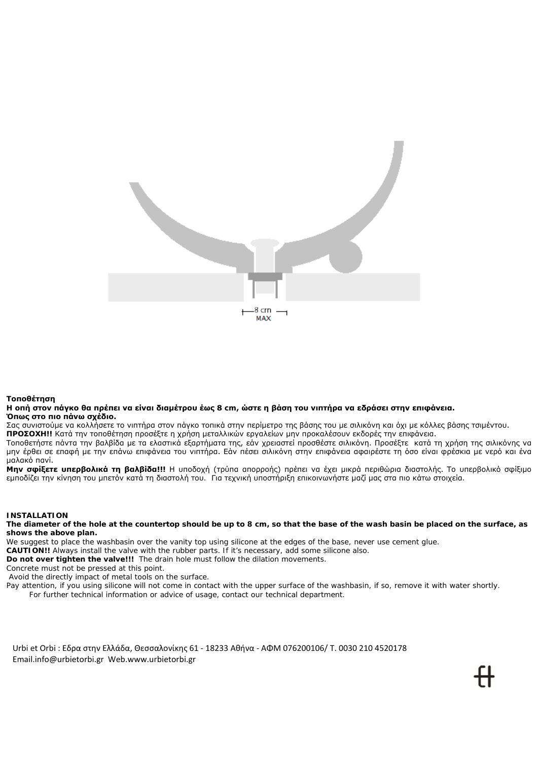8 cm
MAX

**Τοποθέτηση**

**Η οπή στον πάγκο θα πρέπει να είναι διαμέτρου έως 8 cm, ώστε η βάση του νιπτήρα να εδράσει στην επιφάνεια.**
***Όπως στο πιο πάνω σχέδιο.***

Σας συνιστούμε να κολλήσετε το νιπτήρα στον πάγκο τοπικά στην περίμετρο της βάσης του με σιλικόνη και όχι με κόλλες βάσης τσιμέντου.

**ΠΡΟΣΟΧΗ!!** Κατά την τοποθέτηση προσέξτε η χρήση μεταλλικών εργαλείων μην προκαλέσουν εκδορές την επιφάνεια.

Τοποθετήστε πάντα την βαλβίδα με τα ελαστικά εξαρτήματα της, εάν χρειαστεί προσθέστε σιλικόνη. Προσέξτε κατά τη χρήση της σιλικόνης να μην έρθει σε επαφή με την επάνω επιφάνεια του νιπτήρα. Εάν πέσει σιλικόνη στην επιφάνεια αφαιρέστε τη όσο είναι φρέσκια με νερό και ένα μαλακό πανί.

***Μην σφίξετε υπερβολικά τη βαλβίδα!!!*** Η υποδοχή (τρύπα απορροής) πρέπει να έχει μικρά περιθώρια διαστολής. Το υπερβολικό σφίξιμο εμποδίζει την κίνηση του μπετόν κατά τη διαστολή του. Για τεχνική υποστήριξη επικοινωνήστε μαζί μας στα πιο κάτω στοιχεία.

**INSTALLATION**

**The diameter of the hole at the countertop should be up to 8 cm, so that the base of the wash basin be placed on the surface, as shows the above plan.**

We suggest to place the washbasin over the vanity top using silicone at the edges of the base, never use cement glue.

**CAUTION!!** Always install the valve with the rubber parts. If it's necessary, add some silicone also.

**Do not over tighten the valve!!!** The drain hole must follow the dilation movements.

Concrete must not be pressed at this point.

Avoid the directly impact of metal tools on the surface.

Pay attention, if you using silicone will not come in contact with the upper surface of the washbasin, if so, remove it with water shortly.

For further technical information or advice of usage, contact our technical department.

Urbi et Orbi : Εδρα στην Ελλάδα, Θεσσαλονίκης 61 - 18233 Αθήνα - ΑΦΜ 076200106/ Τ. 0030 210 4520178
Email.info@urbietorbi.gr Web.www.urbietorbi.gr